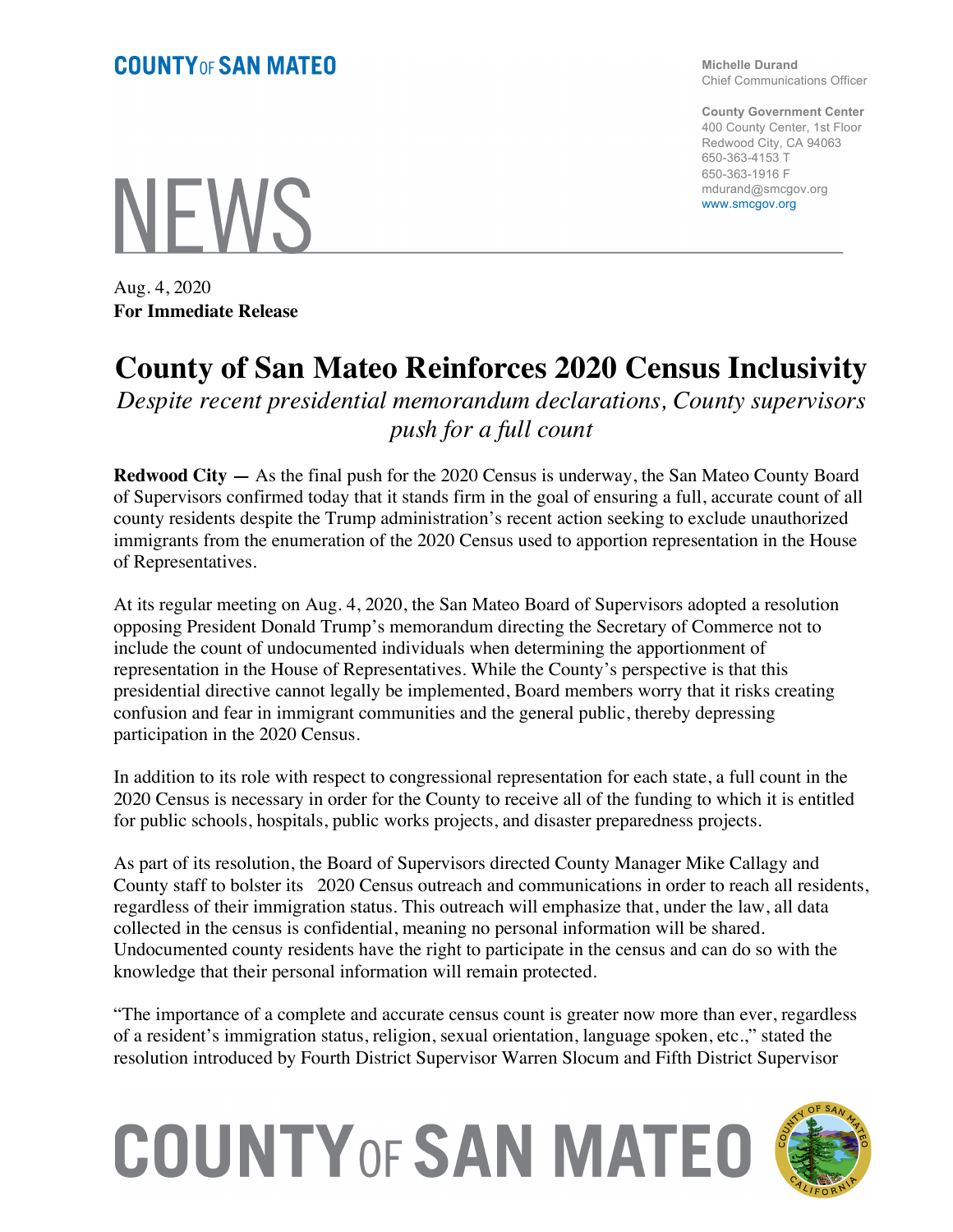COUNTY OF SAN MATEO

Michelle Durand
Chief Communications Officer

County Government Center
400 County Center, 1st Floor
Redwood City, CA 94063
650-363-4153 T
650-363-1916 F
mdurand@smcgov.org
www.smcgov.org

# NEWS

Aug. 4, 2020
**For Immediate Release**

# County of San Mateo Reinforces 2020 Census Inclusivity

*Despite recent presidential memorandum declarations, County supervisors push for a full count*

**Redwood City —** As the final push for the 2020 Census is underway, the San Mateo County Board of Supervisors confirmed today that it stands firm in the goal of ensuring a full, accurate count of all county residents despite the Trump administration's recent action seeking to exclude unauthorized immigrants from the enumeration of the 2020 Census used to apportion representation in the House of Representatives.

At its regular meeting on Aug. 4, 2020, the San Mateo Board of Supervisors adopted a resolution opposing President Donald Trump's memorandum directing the Secretary of Commerce not to include the count of undocumented individuals when determining the apportionment of representation in the House of Representatives. While the County's perspective is that this presidential directive cannot legally be implemented, Board members worry that it risks creating confusion and fear in immigrant communities and the general public, thereby depressing participation in the 2020 Census.

In addition to its role with respect to congressional representation for each state, a full count in the 2020 Census is necessary in order for the County to receive all of the funding to which it is entitled for public schools, hospitals, public works projects, and disaster preparedness projects.

As part of its resolution, the Board of Supervisors directed County Manager Mike Callagy and County staff to bolster its 2020 Census outreach and communications in order to reach all residents, regardless of their immigration status. This outreach will emphasize that, under the law, all data collected in the census is confidential, meaning no personal information will be shared. Undocumented county residents have the right to participate in the census and can do so with the knowledge that their personal information will remain protected.

"The importance of a complete and accurate census count is greater now more than ever, regardless of a resident's immigration status, religion, sexual orientation, language spoken, etc.," stated the resolution introduced by Fourth District Supervisor Warren Slocum and Fifth District Supervisor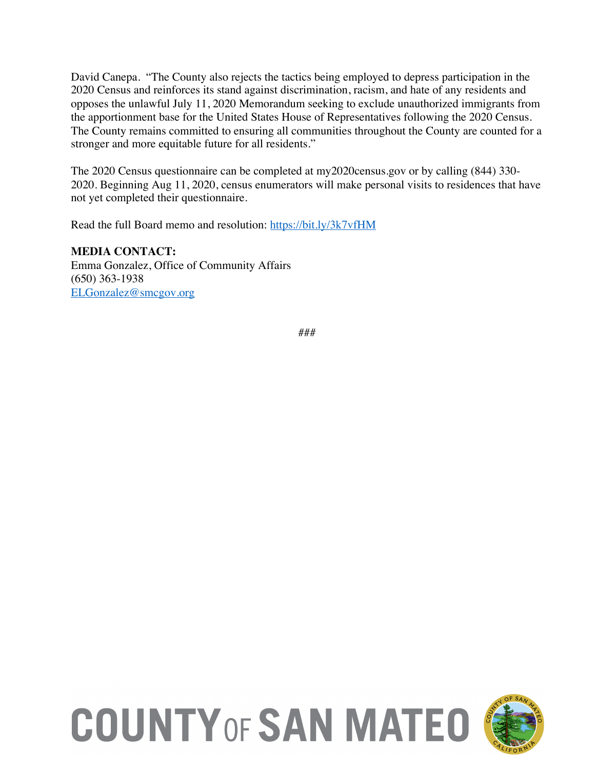David Canepa. "The County also rejects the tactics being employed to depress participation in the 2020 Census and reinforces its stand against discrimination, racism, and hate of any residents and opposes the unlawful July 11, 2020 Memorandum seeking to exclude unauthorized immigrants from the apportionment base for the United States House of Representatives following the 2020 Census. The County remains committed to ensuring all communities throughout the County are counted for a stronger and more equitable future for all residents."

The 2020 Census questionnaire can be completed at my2020census.gov or by calling (844) 330-2020. Beginning Aug 11, 2020, census enumerators will make personal visits to residences that have not yet completed their questionnaire.

Read the full Board memo and resolution: https://bit.ly/3k7vfHM

**MEDIA CONTACT:**
Emma Gonzalez, Office of Community Affairs
(650) 363-1938
ELGonzalez@smcgov.org

###

COUNTY OF SAN MATEO